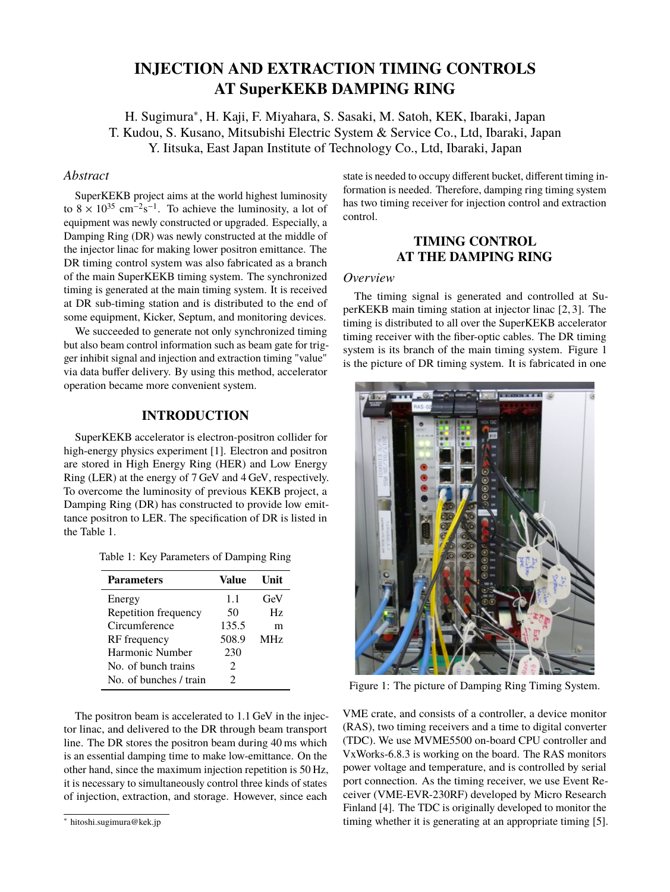# INJECTION AND EXTRACTION TIMING CONTROLS AT SuperKEKB DAMPING RING

H. Sugimura*, H. Kaji, F. Miyahara, S. Sasaki, M. Satoh, KEK, Ibaraki, Japan
T. Kudou, S. Kusano, Mitsubishi Electric System & Service Co., Ltd, Ibaraki, Japan
Y. Iitsuka, East Japan Institute of Technology Co., Ltd, Ibaraki, Japan

## *Abstract*

SuperKEKB project aims at the world highest luminosity to $8 \times 10^{35}$ cm$^{-2}$s$^{-1}$. To achieve the luminosity, a lot of equipment was newly constructed or upgraded. Especially, a Damping Ring (DR) was newly constructed at the middle of the injector linac for making lower positron emittance. The DR timing control system was also fabricated as a branch of the main SuperKEKB timing system. The synchronized timing is generated at the main timing system. It is received at DR sub-timing station and is distributed to the end of some equipment, Kicker, Septum, and monitoring devices.

We succeeded to generate not only synchronized timing but also beam control information such as beam gate for trigger inhibit signal and injection and extraction timing "value" via data buffer delivery. By using this method, accelerator operation became more convenient system.

## INTRODUCTION

SuperKEKB accelerator is electron-positron collider for high-energy physics experiment [1]. Electron and positron are stored in High Energy Ring (HER) and Low Energy Ring (LER) at the energy of 7 GeV and 4 GeV, respectively. To overcome the luminosity of previous KEKB project, a Damping Ring (DR) has constructed to provide low emittance positron to LER. The specification of DR is listed in the Table 1.

Table 1: Key Parameters of Damping Ring

| Parameters | Value | Unit |
|---|---|---|
| Energy | 1.1 | GeV |
| Repetition frequency | 50 | Hz |
| Circumference | 135.5 | m |
| RF frequency | 508.9 | MHz |
| Harmonic Number | 230 | |
| No. of bunch trains | 2 | |
| No. of bunches / train | 2 | |

The positron beam is accelerated to 1.1 GeV in the injector linac, and delivered to the DR through beam transport line. The DR stores the positron beam during 40 ms which is an essential damping time to make low-emittance. On the other hand, since the maximum injection repetition is 50 Hz, it is necessary to simultaneously control three kinds of states of injection, extraction, and storage. However, since each state is needed to occupy different bucket, different timing information is needed. Therefore, damping ring timing system has two timing receiver for injection control and extraction control.

## TIMING CONTROL AT THE DAMPING RING

### *Overview*

The timing signal is generated and controlled at SuperKEKB main timing station at injector linac [2, 3]. The timing is distributed to all over the SuperKEKB accelerator timing receiver with the fiber-optic cables. The DR timing system is its branch of the main timing system. Figure 1 is the picture of DR timing system. It is fabricated in one VME crate, and consists of a controller, a device monitor (RAS), two timing receivers and a time to digital converter (TDC). We use MVME5500 on-board CPU controller and VxWorks-6.8.3 is working on the board. The RAS monitors power voltage and temperature, and is controlled by serial port connection. As the timing receiver, we use Event Receiver (VME-EVR-230RF) developed by Micro Research Finland [4]. The TDC is originally developed to monitor the timing whether it is generating at an appropriate timing [5].

Figure 1: The picture of Damping Ring Timing System.

* hitoshi.sugimura@kek.jp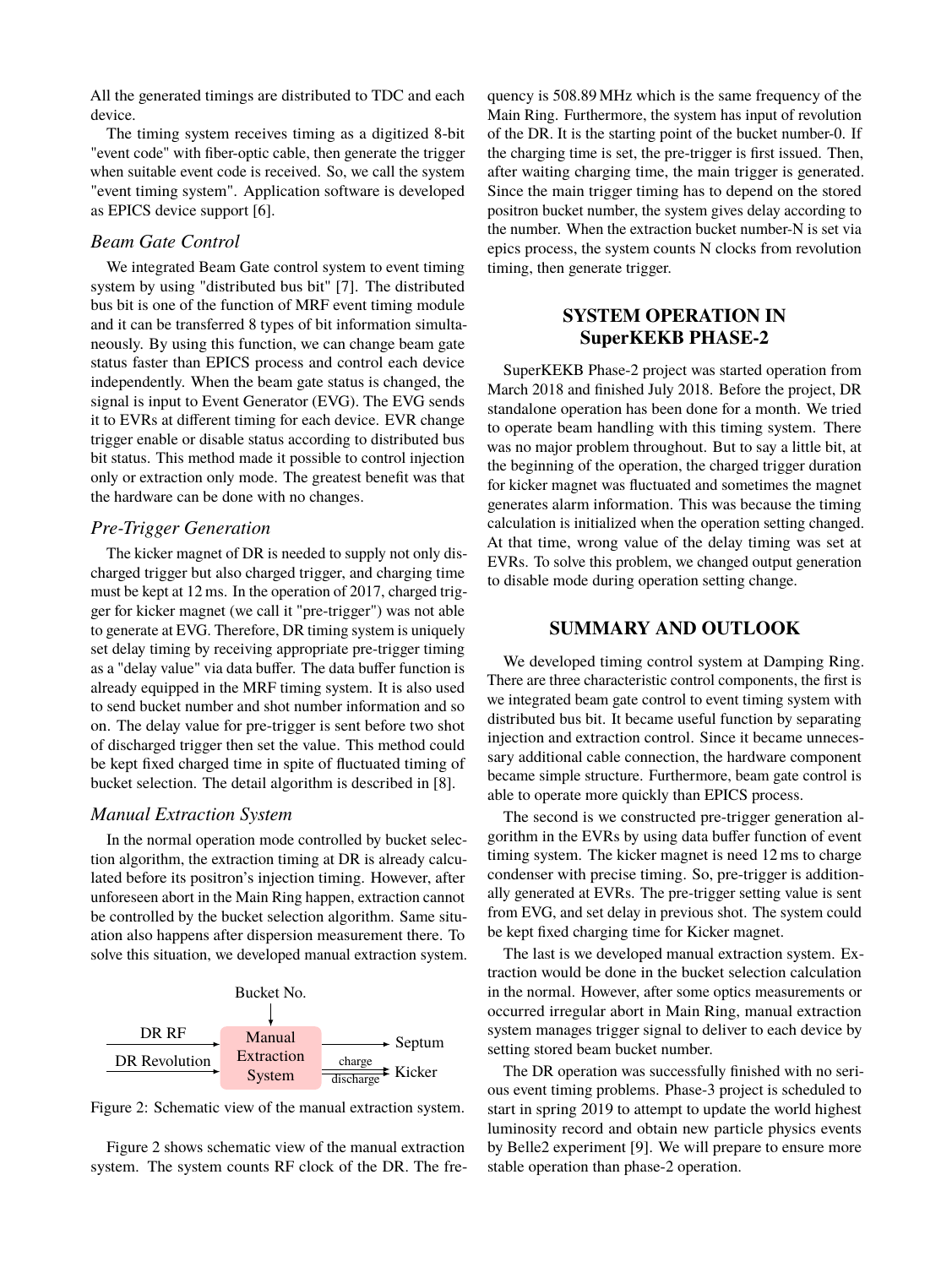All the generated timings are distributed to TDC and each device.

The timing system receives timing as a digitized 8-bit "event code" with fiber-optic cable, then generate the trigger when suitable event code is received. So, we call the system "event timing system". Application software is developed as EPICS device support [6].

### *Beam Gate Control*

We integrated Beam Gate control system to event timing system by using "distributed bus bit" [7]. The distributed bus bit is one of the function of MRF event timing module and it can be transferred 8 types of bit information simultaneously. By using this function, we can change beam gate status faster than EPICS process and control each device independently. When the beam gate status is changed, the signal is input to Event Generator (EVG). The EVG sends it to EVRs at different timing for each device. EVR change trigger enable or disable status according to distributed bus bit status. This method made it possible to control injection only or extraction only mode. The greatest benefit was that the hardware can be done with no changes.

### *Pre-Trigger Generation*

The kicker magnet of DR is needed to supply not only discharged trigger but also charged trigger, and charging time must be kept at 12 ms. In the operation of 2017, charged trigger for kicker magnet (we call it "pre-trigger") was not able to generate at EVG. Therefore, DR timing system is uniquely set delay timing by receiving appropriate pre-trigger timing as a "delay value" via data buffer. The data buffer function is already equipped in the MRF timing system. It is also used to send bucket number and shot number information and so on. The delay value for pre-trigger is sent before two shot of discharged trigger then set the value. This method could be kept fixed charged time in spite of fluctuated timing of bucket selection. The detail algorithm is described in [8].

### *Manual Extraction System*

In the normal operation mode controlled by bucket selection algorithm, the extraction timing at DR is already calculated before its positron's injection timing. However, after unforeseen abort in the Main Ring happen, extraction cannot be controlled by the bucket selection algorithm. Same situation also happens after dispersion measurement there. To solve this situation, we developed manual extraction system.

Figure 2: Schematic view of the manual extraction system.

Figure 2 shows schematic view of the manual extraction system. The system counts RF clock of the DR. The frequency is 508.89 MHz which is the same frequency of the Main Ring. Furthermore, the system has input of revolution of the DR. It is the starting point of the bucket number-0. If the charging time is set, the pre-trigger is first issued. Then, after waiting charging time, the main trigger is generated. Since the main trigger timing has to depend on the stored positron bucket number, the system gives delay according to the number. When the extraction bucket number-N is set via epics process, the system counts N clocks from revolution timing, then generate trigger.

## SYSTEM OPERATION IN SuperKEKB PHASE-2

SuperKEKB Phase-2 project was started operation from March 2018 and finished July 2018. Before the project, DR standalone operation has been done for a month. We tried to operate beam handling with this timing system. There was no major problem throughout. But to say a little bit, at the beginning of the operation, the charged trigger duration for kicker magnet was fluctuated and sometimes the magnet generates alarm information. This was because the timing calculation is initialized when the operation setting changed. At that time, wrong value of the delay timing was set at EVRs. To solve this problem, we changed output generation to disable mode during operation setting change.

## SUMMARY AND OUTLOOK

We developed timing control system at Damping Ring. There are three characteristic control components, the first is we integrated beam gate control to event timing system with distributed bus bit. It became useful function by separating injection and extraction control. Since it became unnecessary additional cable connection, the hardware component became simple structure. Furthermore, beam gate control is able to operate more quickly than EPICS process.

The second is we constructed pre-trigger generation algorithm in the EVRs by using data buffer function of event timing system. The kicker magnet is need 12 ms to charge condenser with precise timing. So, pre-trigger is additionally generated at EVRs. The pre-trigger setting value is sent from EVG, and set delay in previous shot. The system could be kept fixed charging time for Kicker magnet.

The last is we developed manual extraction system. Extraction would be done in the bucket selection calculation in the normal. However, after some optics measurements or occurred irregular abort in Main Ring, manual extraction system manages trigger signal to deliver to each device by setting stored beam bucket number.

The DR operation was successfully finished with no serious event timing problems. Phase-3 project is scheduled to start in spring 2019 to attempt to update the world highest luminosity record and obtain new particle physics events by Belle2 experiment [9]. We will prepare to ensure more stable operation than phase-2 operation.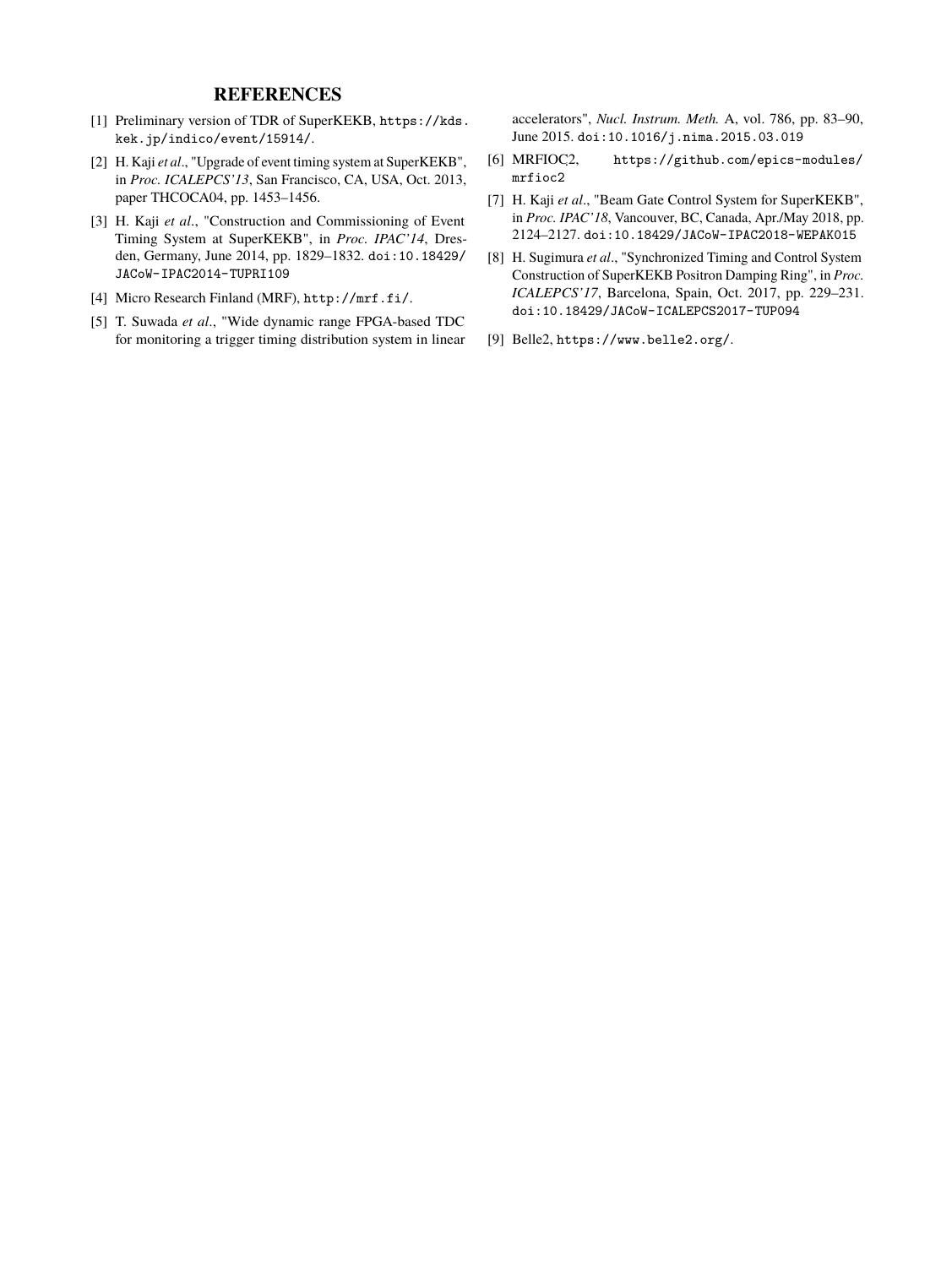## REFERENCES

[1] Preliminary version of TDR of SuperKEKB, https://kds.kek.jp/indico/event/15914/.

[2] H. Kaji *et al*., "Upgrade of event timing system at SuperKEKB", in *Proc. ICALEPCS'13*, San Francisco, CA, USA, Oct. 2013, paper THCOCA04, pp. 1453–1456.

[3] H. Kaji *et al*., "Construction and Commissioning of Event Timing System at SuperKEKB", in *Proc. IPAC'14*, Dresden, Germany, June 2014, pp. 1829–1832. doi:10.18429/JACoW-IPAC2014-TUPRI109

[4] Micro Research Finland (MRF), http://mrf.fi/.

[5] T. Suwada *et al*., "Wide dynamic range FPGA-based TDC for monitoring a trigger timing distribution system in linear accelerators", *Nucl. Instrum. Meth.* A, vol. 786, pp. 83–90, June 2015. doi:10.1016/j.nima.2015.03.019

[6] MRFIOC2, https://github.com/epics-modules/mrfioc2

[7] H. Kaji *et al*., "Beam Gate Control System for SuperKEKB", in *Proc. IPAC'18*, Vancouver, BC, Canada, Apr./May 2018, pp. 2124–2127. doi:10.18429/JACoW-IPAC2018-WEPAK015

[8] H. Sugimura *et al*., "Synchronized Timing and Control System Construction of SuperKEKB Positron Damping Ring", in *Proc. ICALEPCS'17*, Barcelona, Spain, Oct. 2017, pp. 229–231. doi:10.18429/JACoW-ICALEPCS2017-TUP094

[9] Belle2, https://www.belle2.org/.